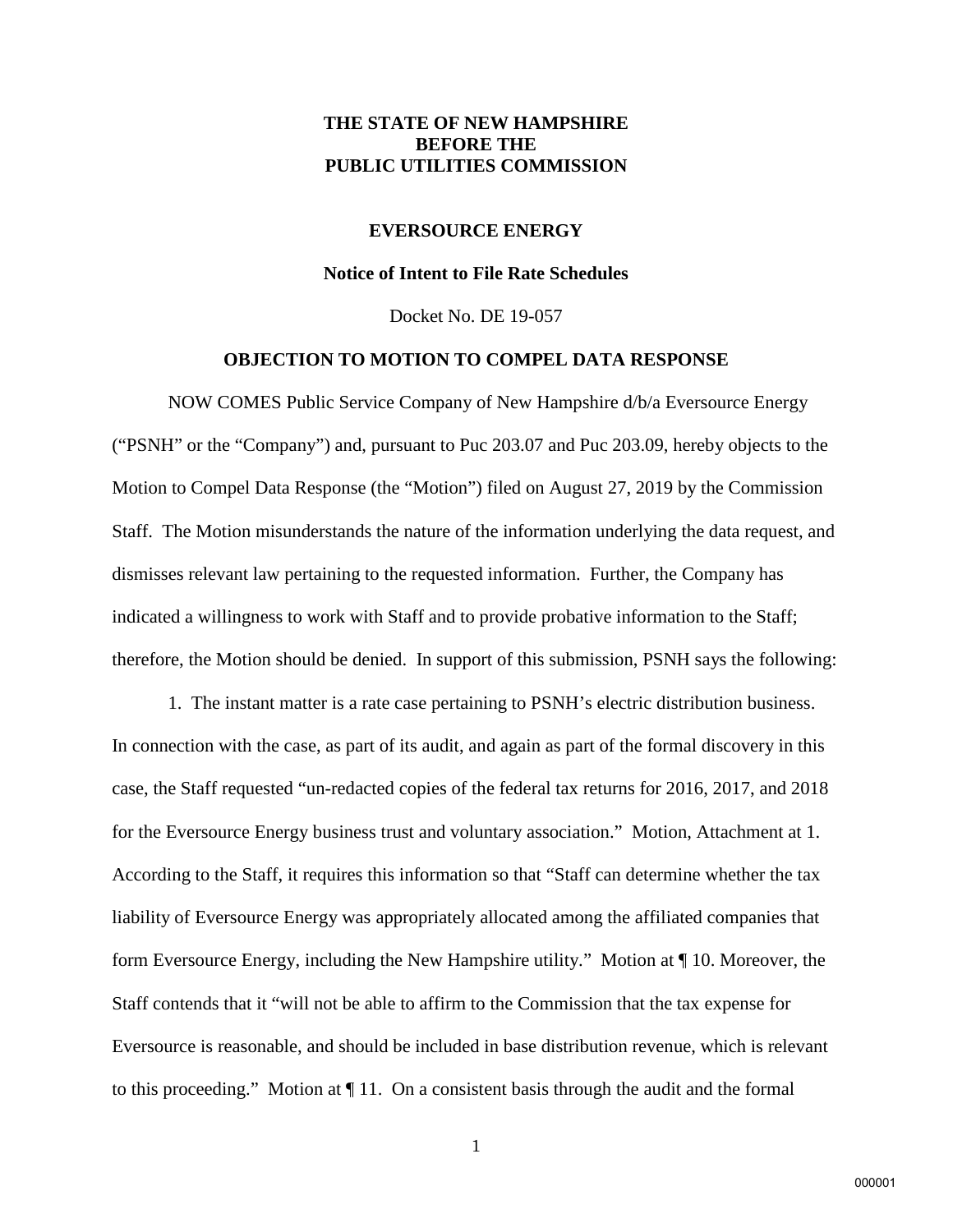**THE STATE OF NEW HAMPSHIRE**
**BEFORE THE**
**PUBLIC UTILITIES COMMISSION**

**EVERSOURCE ENERGY**

**Notice of Intent to File Rate Schedules**

Docket No. DE 19-057

**OBJECTION TO MOTION TO COMPEL DATA RESPONSE**

NOW COMES Public Service Company of New Hampshire d/b/a Eversource Energy ("PSNH" or the "Company") and, pursuant to Puc 203.07 and Puc 203.09, hereby objects to the Motion to Compel Data Response (the "Motion") filed on August 27, 2019 by the Commission Staff. The Motion misunderstands the nature of the information underlying the data request, and dismisses relevant law pertaining to the requested information. Further, the Company has indicated a willingness to work with Staff and to provide probative information to the Staff; therefore, the Motion should be denied. In support of this submission, PSNH says the following:

1. The instant matter is a rate case pertaining to PSNH's electric distribution business. In connection with the case, as part of its audit, and again as part of the formal discovery in this case, the Staff requested "un-redacted copies of the federal tax returns for 2016, 2017, and 2018 for the Eversource Energy business trust and voluntary association." Motion, Attachment at 1. According to the Staff, it requires this information so that "Staff can determine whether the tax liability of Eversource Energy was appropriately allocated among the affiliated companies that form Eversource Energy, including the New Hampshire utility." Motion at ¶ 10. Moreover, the Staff contends that it "will not be able to affirm to the Commission that the tax expense for Eversource is reasonable, and should be included in base distribution revenue, which is relevant to this proceeding." Motion at ¶ 11. On a consistent basis through the audit and the formal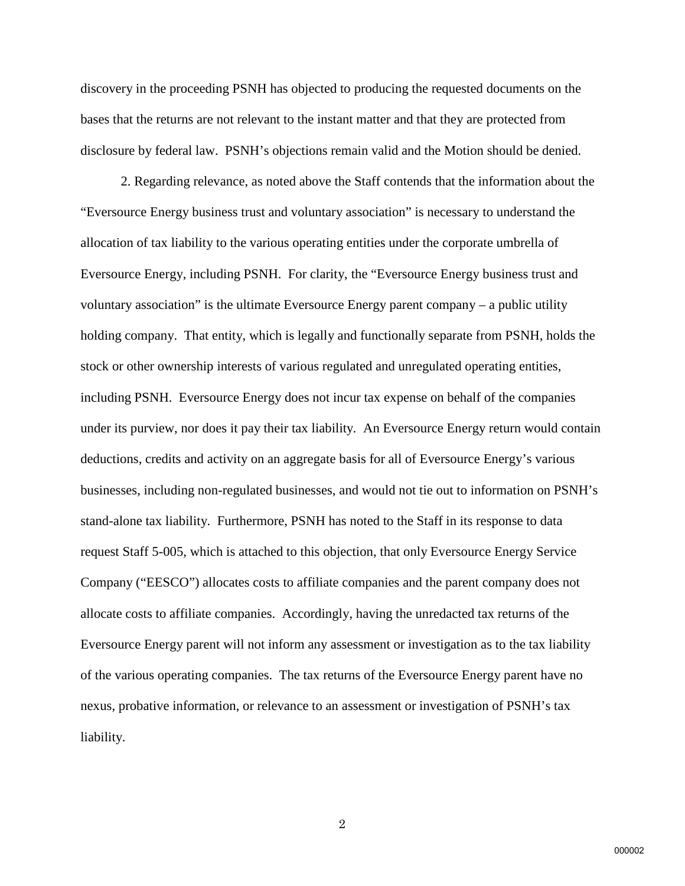discovery in the proceeding PSNH has objected to producing the requested documents on the bases that the returns are not relevant to the instant matter and that they are protected from disclosure by federal law. PSNH's objections remain valid and the Motion should be denied.

2. Regarding relevance, as noted above the Staff contends that the information about the "Eversource Energy business trust and voluntary association" is necessary to understand the allocation of tax liability to the various operating entities under the corporate umbrella of Eversource Energy, including PSNH. For clarity, the "Eversource Energy business trust and voluntary association" is the ultimate Eversource Energy parent company – a public utility holding company. That entity, which is legally and functionally separate from PSNH, holds the stock or other ownership interests of various regulated and unregulated operating entities, including PSNH. Eversource Energy does not incur tax expense on behalf of the companies under its purview, nor does it pay their tax liability. An Eversource Energy return would contain deductions, credits and activity on an aggregate basis for all of Eversource Energy's various businesses, including non-regulated businesses, and would not tie out to information on PSNH's stand-alone tax liability. Furthermore, PSNH has noted to the Staff in its response to data request Staff 5-005, which is attached to this objection, that only Eversource Energy Service Company ("EESCO") allocates costs to affiliate companies and the parent company does not allocate costs to affiliate companies. Accordingly, having the unredacted tax returns of the Eversource Energy parent will not inform any assessment or investigation as to the tax liability of the various operating companies. The tax returns of the Eversource Energy parent have no nexus, probative information, or relevance to an assessment or investigation of PSNH's tax liability.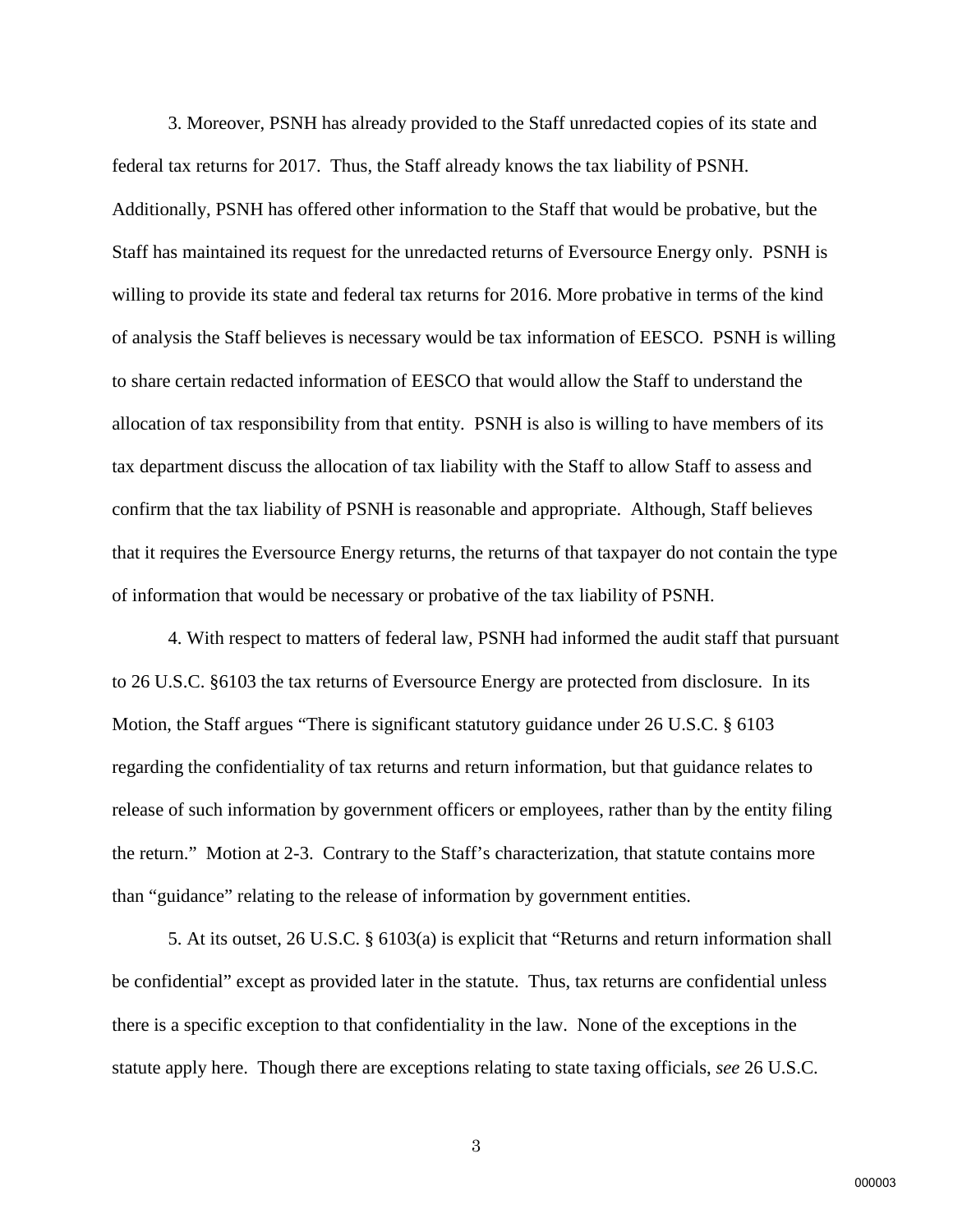3. Moreover, PSNH has already provided to the Staff unredacted copies of its state and federal tax returns for 2017. Thus, the Staff already knows the tax liability of PSNH. Additionally, PSNH has offered other information to the Staff that would be probative, but the Staff has maintained its request for the unredacted returns of Eversource Energy only. PSNH is willing to provide its state and federal tax returns for 2016. More probative in terms of the kind of analysis the Staff believes is necessary would be tax information of EESCO. PSNH is willing to share certain redacted information of EESCO that would allow the Staff to understand the allocation of tax responsibility from that entity. PSNH is also is willing to have members of its tax department discuss the allocation of tax liability with the Staff to allow Staff to assess and confirm that the tax liability of PSNH is reasonable and appropriate. Although, Staff believes that it requires the Eversource Energy returns, the returns of that taxpayer do not contain the type of information that would be necessary or probative of the tax liability of PSNH.

4. With respect to matters of federal law, PSNH had informed the audit staff that pursuant to 26 U.S.C. §6103 the tax returns of Eversource Energy are protected from disclosure. In its Motion, the Staff argues "There is significant statutory guidance under 26 U.S.C. § 6103 regarding the confidentiality of tax returns and return information, but that guidance relates to release of such information by government officers or employees, rather than by the entity filing the return." Motion at 2-3. Contrary to the Staff's characterization, that statute contains more than "guidance" relating to the release of information by government entities.

5. At its outset, 26 U.S.C. § 6103(a) is explicit that "Returns and return information shall be confidential" except as provided later in the statute. Thus, tax returns are confidential unless there is a specific exception to that confidentiality in the law. None of the exceptions in the statute apply here. Though there are exceptions relating to state taxing officials, *see* 26 U.S.C.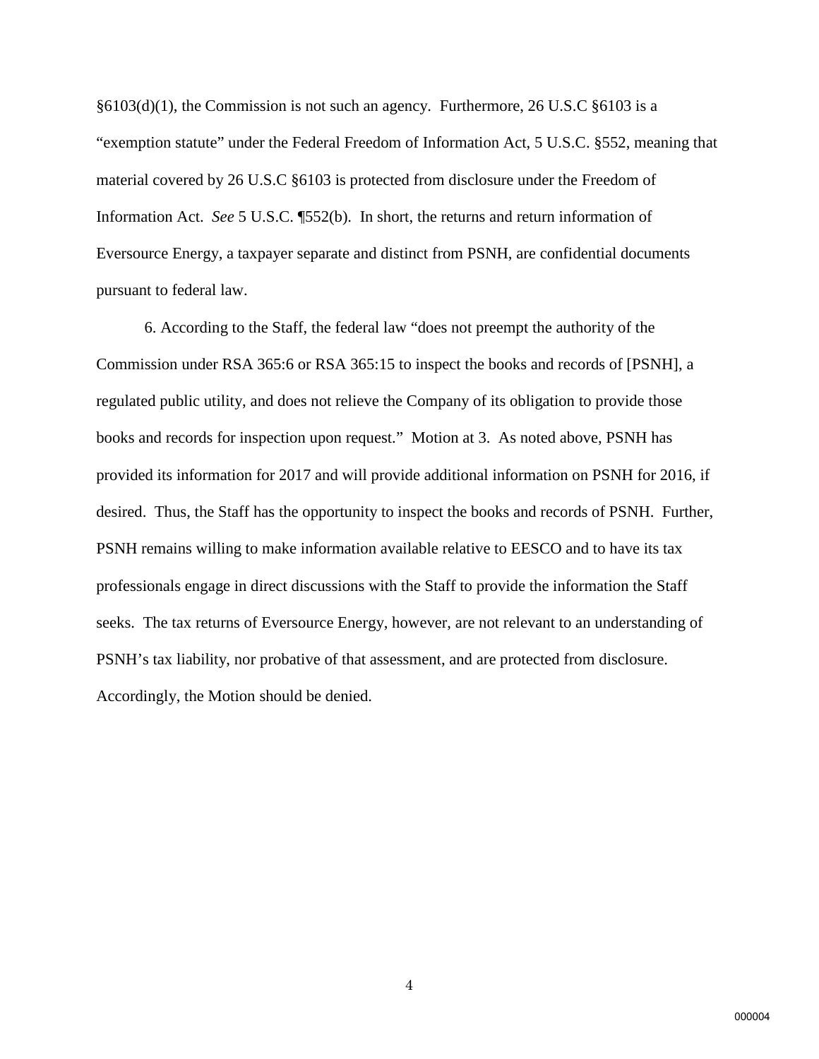§6103(d)(1), the Commission is not such an agency. Furthermore, 26 U.S.C §6103 is a "exemption statute" under the Federal Freedom of Information Act, 5 U.S.C. §552, meaning that material covered by 26 U.S.C §6103 is protected from disclosure under the Freedom of Information Act. *See* 5 U.S.C. ¶552(b). In short, the returns and return information of Eversource Energy, a taxpayer separate and distinct from PSNH, are confidential documents pursuant to federal law.

6. According to the Staff, the federal law "does not preempt the authority of the Commission under RSA 365:6 or RSA 365:15 to inspect the books and records of [PSNH], a regulated public utility, and does not relieve the Company of its obligation to provide those books and records for inspection upon request." Motion at 3. As noted above, PSNH has provided its information for 2017 and will provide additional information on PSNH for 2016, if desired. Thus, the Staff has the opportunity to inspect the books and records of PSNH. Further, PSNH remains willing to make information available relative to EESCO and to have its tax professionals engage in direct discussions with the Staff to provide the information the Staff seeks. The tax returns of Eversource Energy, however, are not relevant to an understanding of PSNH's tax liability, nor probative of that assessment, and are protected from disclosure. Accordingly, the Motion should be denied.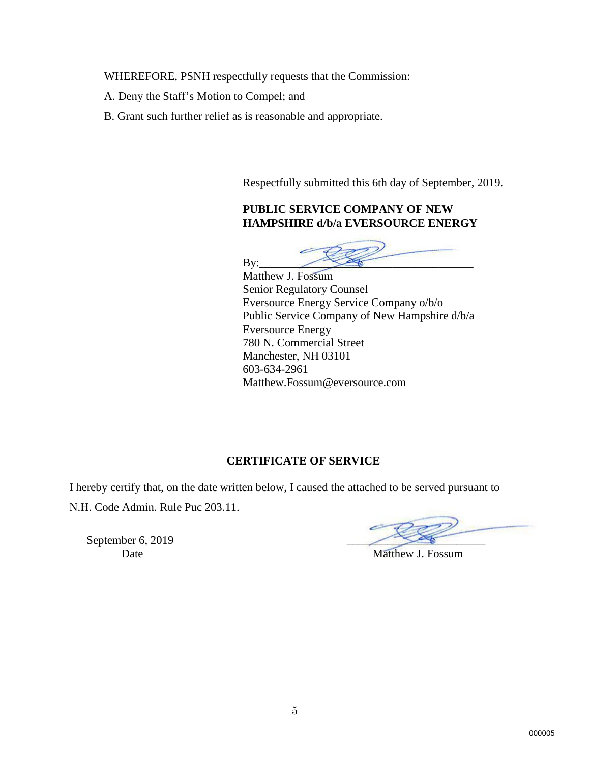WHEREFORE, PSNH respectfully requests that the Commission:

A. Deny the Staff's Motion to Compel; and

B. Grant such further relief as is reasonable and appropriate.

Respectfully submitted this 6th day of September, 2019.

**PUBLIC SERVICE COMPANY OF NEW HAMPSHIRE d/b/a EVERSOURCE ENERGY**

By:\_\_\_\_\_\_\_\_\_\_\_\_\_\_\_\_\_\_\_\_\_\_\_\_\_\_\_\_\_\_\_\_\_\_\_\_\_\_\_\_

Matthew J. Fossum
Senior Regulatory Counsel
Eversource Energy Service Company o/b/o
Public Service Company of New Hampshire d/b/a
Eversource Energy
780 N. Commercial Street
Manchester, NH 03101
603-634-2961
Matthew.Fossum@eversource.com

## CERTIFICATE OF SERVICE

I hereby certify that, on the date written below, I caused the attached to be served pursuant to N.H. Code Admin. Rule Puc 203.11.

September 6, 2019
Date

\_\_\_\_\_\_\_\_\_\_\_\_\_\_\_\_\_\_\_\_\_\_\_\_\_\_\_\_\_\_\_\_
Matthew J. Fossum

000005